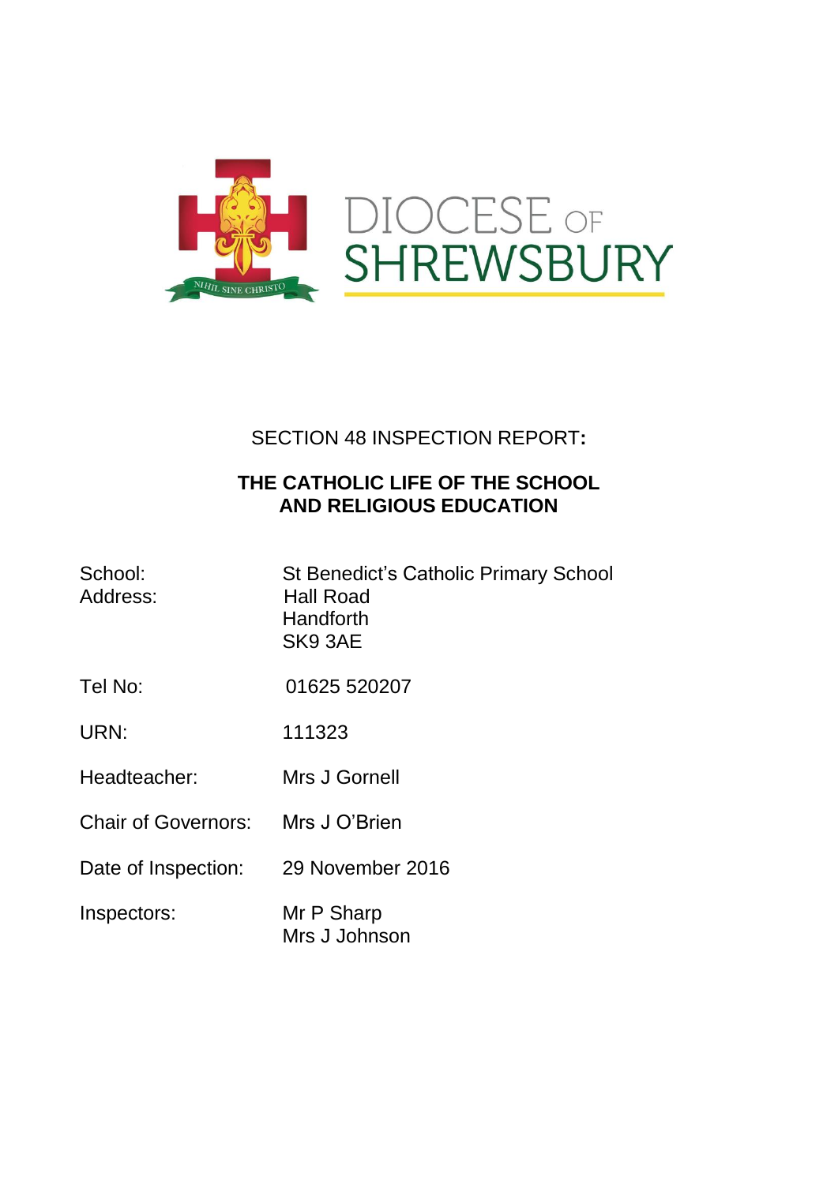DIOCESE OF SHREWSBURY

NIHIL SINE CHRISTO

# SECTION 48 INSPECTION REPORT:

## THE CATHOLIC LIFE OF THE SCHOOL AND RELIGIOUS EDUCATION

| | |
|---|---|
| School: | St Benedict's Catholic Primary School |
| Address: | Hall Road<br>Handforth<br>SK9 3AE |
| Tel No: | 01625 520207 |
| URN: | 111323 |
| Headteacher: | Mrs J Gornell |
| Chair of Governors: | Mrs J O'Brien |
| Date of Inspection: | 29 November 2016 |
| Inspectors: | Mr P Sharp<br>Mrs J Johnson |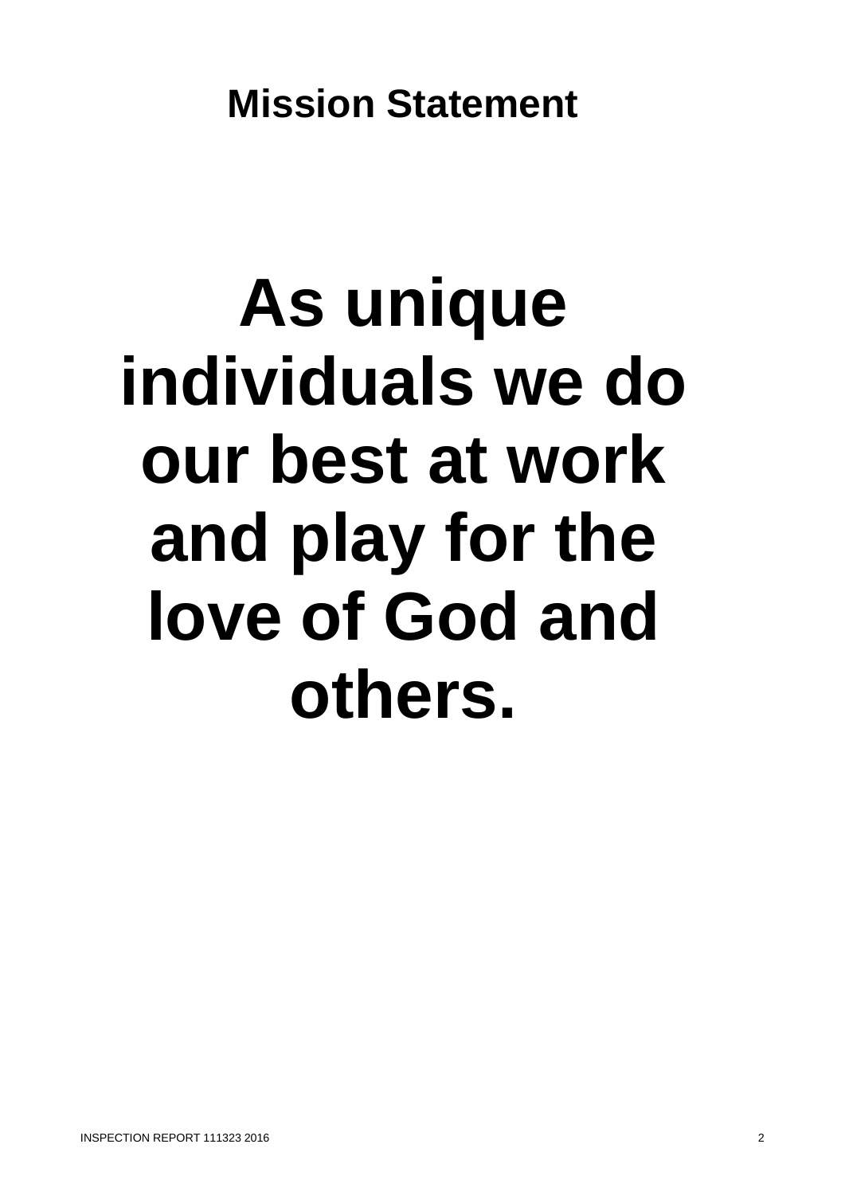# Mission Statement

**As unique individuals we do our best at work and play for the love of God and others.**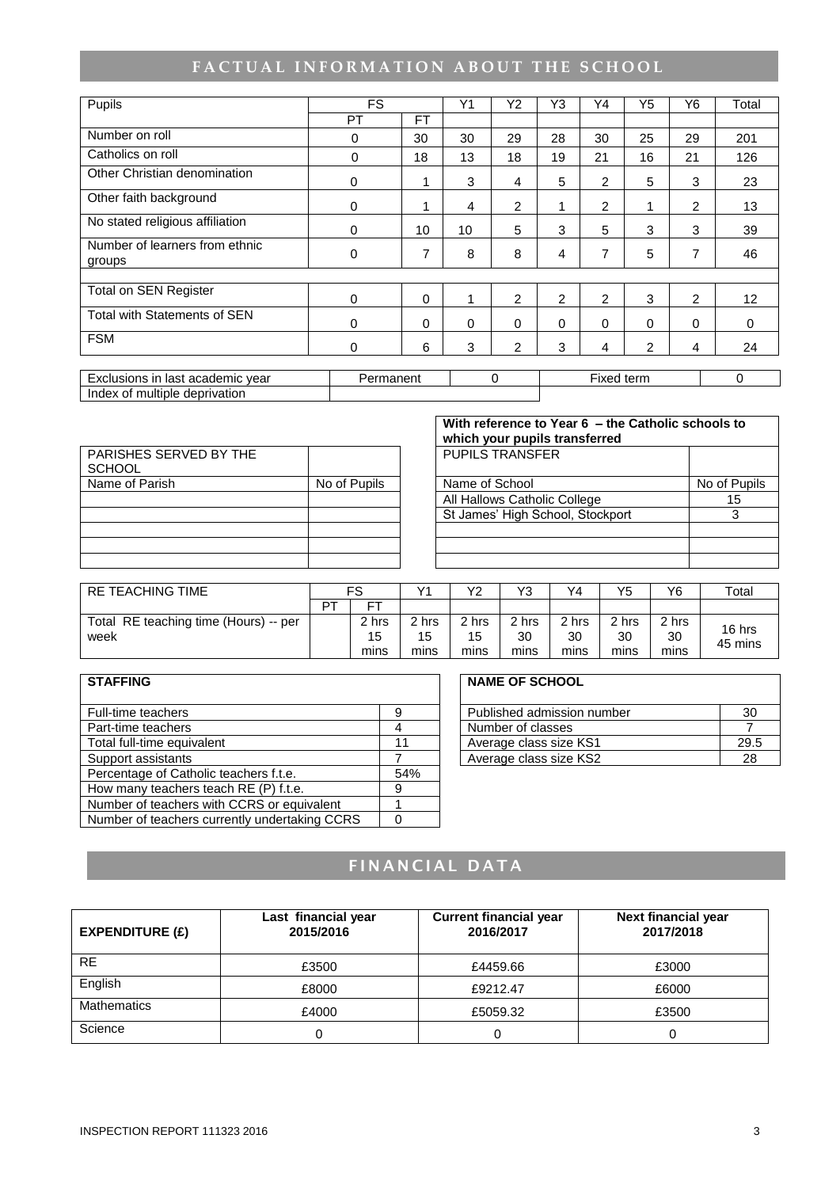# FACTUAL INFORMATION ABOUT THE SCHOOL

| Pupils | FS | | Y1 | Y2 | Y3 | Y4 | Y5 | Y6 | Total |
|---|---|---|---|---|---|---|---|---|---|
| | PT | FT | | | | | | | |
| Number on roll | 0 | 30 | 30 | 29 | 28 | 30 | 25 | 29 | 201 |
| Catholics on roll | 0 | 18 | 13 | 18 | 19 | 21 | 16 | 21 | 126 |
| Other Christian denomination | 0 | 1 | 3 | 4 | 5 | 2 | 5 | 3 | 23 |
| Other faith background | 0 | 1 | 4 | 2 | 1 | 2 | 1 | 2 | 13 |
| No stated religious affiliation | 0 | 10 | 10 | 5 | 3 | 5 | 3 | 3 | 39 |
| Number of learners from ethnic groups | 0 | 7 | 8 | 8 | 4 | 7 | 5 | 7 | 46 |
| | | | | | | | | | |
| Total on SEN Register | 0 | 0 | 1 | 2 | 2 | 2 | 3 | 2 | 12 |
| Total with Statements of SEN | 0 | 0 | 0 | 0 | 0 | 0 | 0 | 0 | 0 |
| FSM | 0 | 6 | 3 | 2 | 3 | 4 | 2 | 4 | 24 |

| Exclusions in last academic year | Permanent | 0 | Fixed term | 0 |
|---|---|---|---|---|
| Index of multiple deprivation | | | | |

| PARISHES SERVED BY THE SCHOOL | |
|---|---|
| Name of Parish | No of Pupils |
| | |
| | |
| | |
| | |
| | |

| With reference to Year 6 – the Catholic schools to which your pupils transferred | |
|---|---|
| PUPILS TRANSFER | |
| Name of School | No of Pupils |
| All Hallows Catholic College | 15 |
| St James' High School, Stockport | 3 |
| | |
| | |
| | |

| RE TEACHING TIME | FS | | Y1 | Y2 | Y3 | Y4 | Y5 | Y6 | Total |
|---|---|---|---|---|---|---|---|---|---|
| | PT | FT | | | | | | | |
| Total RE teaching time (Hours) -- per week | | 2 hrs 15 mins | 2 hrs 15 mins | 2 hrs 15 mins | 2 hrs 30 mins | 2 hrs 30 mins | 2 hrs 30 mins | 2 hrs 30 mins | 16 hrs 45 mins |

| STAFFING | |
|---|---|
| Full-time teachers | 9 |
| Part-time teachers | 4 |
| Total full-time equivalent | 11 |
| Support assistants | 7 |
| Percentage of Catholic teachers f.t.e. | 54% |
| How many teachers teach RE (P) f.t.e. | 9 |
| Number of teachers with CCRS or equivalent | 1 |
| Number of teachers currently undertaking CCRS | 0 |

| NAME OF SCHOOL | |
|---|---|
| Published admission number | 30 |
| Number of classes | 7 |
| Average class size KS1 | 29.5 |
| Average class size KS2 | 28 |

# FINANCIAL DATA

| EXPENDITURE (£) | Last financial year 2015/2016 | Current financial year 2016/2017 | Next financial year 2017/2018 |
|---|---|---|---|
| RE | £3500 | £4459.66 | £3000 |
| English | £8000 | £9212.47 | £6000 |
| Mathematics | £4000 | £5059.32 | £3500 |
| Science | 0 | 0 | 0 |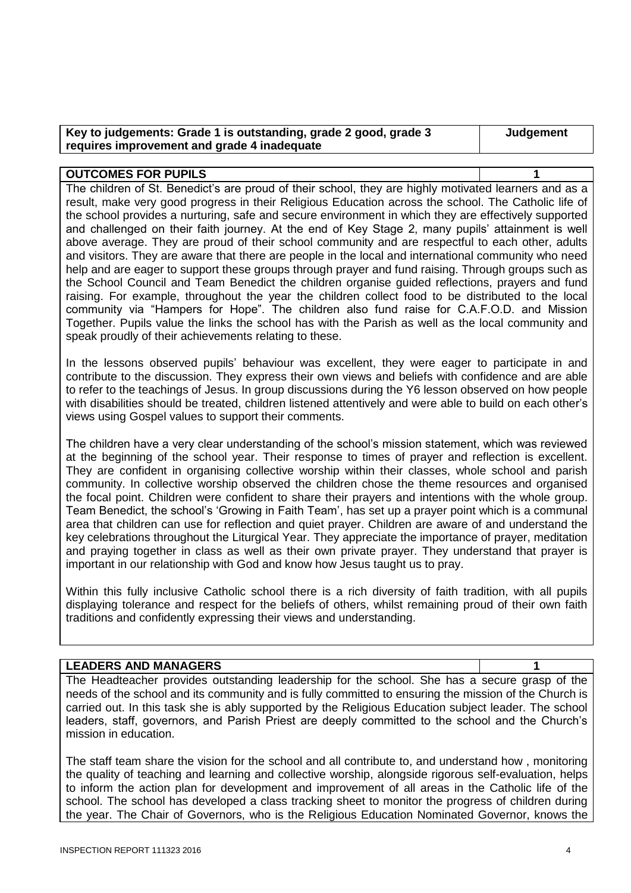| Key to judgements: Grade 1 is outstanding, grade 2 good, grade 3 requires improvement and grade 4 inadequate | Judgement |
| --- | --- |

| OUTCOMES FOR PUPILS | 1 |
| --- | --- |

The children of St. Benedict's are proud of their school, they are highly motivated learners and as a result, make very good progress in their Religious Education across the school. The Catholic life of the school provides a nurturing, safe and secure environment in which they are effectively supported and challenged on their faith journey. At the end of Key Stage 2, many pupils' attainment is well above average. They are proud of their school community and are respectful to each other, adults and visitors. They are aware that there are people in the local and international community who need help and are eager to support these groups through prayer and fund raising. Through groups such as the School Council and Team Benedict the children organise guided reflections, prayers and fund raising. For example, throughout the year the children collect food to be distributed to the local community via "Hampers for Hope". The children also fund raise for C.A.F.O.D. and Mission Together. Pupils value the links the school has with the Parish as well as the local community and speak proudly of their achievements relating to these.

In the lessons observed pupils' behaviour was excellent, they were eager to participate in and contribute to the discussion. They express their own views and beliefs with confidence and are able to refer to the teachings of Jesus. In group discussions during the Y6 lesson observed on how people with disabilities should be treated, children listened attentively and were able to build on each other's views using Gospel values to support their comments.

The children have a very clear understanding of the school's mission statement, which was reviewed at the beginning of the school year. Their response to times of prayer and reflection is excellent. They are confident in organising collective worship within their classes, whole school and parish community. In collective worship observed the children chose the theme resources and organised the focal point. Children were confident to share their prayers and intentions with the whole group. Team Benedict, the school's 'Growing in Faith Team', has set up a prayer point which is a communal area that children can use for reflection and quiet prayer. Children are aware of and understand the key celebrations throughout the Liturgical Year. They appreciate the importance of prayer, meditation and praying together in class as well as their own private prayer. They understand that prayer is important in our relationship with God and know how Jesus taught us to pray.

Within this fully inclusive Catholic school there is a rich diversity of faith tradition, with all pupils displaying tolerance and respect for the beliefs of others, whilst remaining proud of their own faith traditions and confidently expressing their views and understanding.

| LEADERS AND MANAGERS | 1 |
| --- | --- |

The Headteacher provides outstanding leadership for the school. She has a secure grasp of the needs of the school and its community and is fully committed to ensuring the mission of the Church is carried out. In this task she is ably supported by the Religious Education subject leader. The school leaders, staff, governors, and Parish Priest are deeply committed to the school and the Church's mission in education.

The staff team share the vision for the school and all contribute to, and understand how , monitoring the quality of teaching and learning and collective worship, alongside rigorous self-evaluation, helps to inform the action plan for development and improvement of all areas in the Catholic life of the school. The school has developed a class tracking sheet to monitor the progress of children during the year. The Chair of Governors, who is the Religious Education Nominated Governor, knows the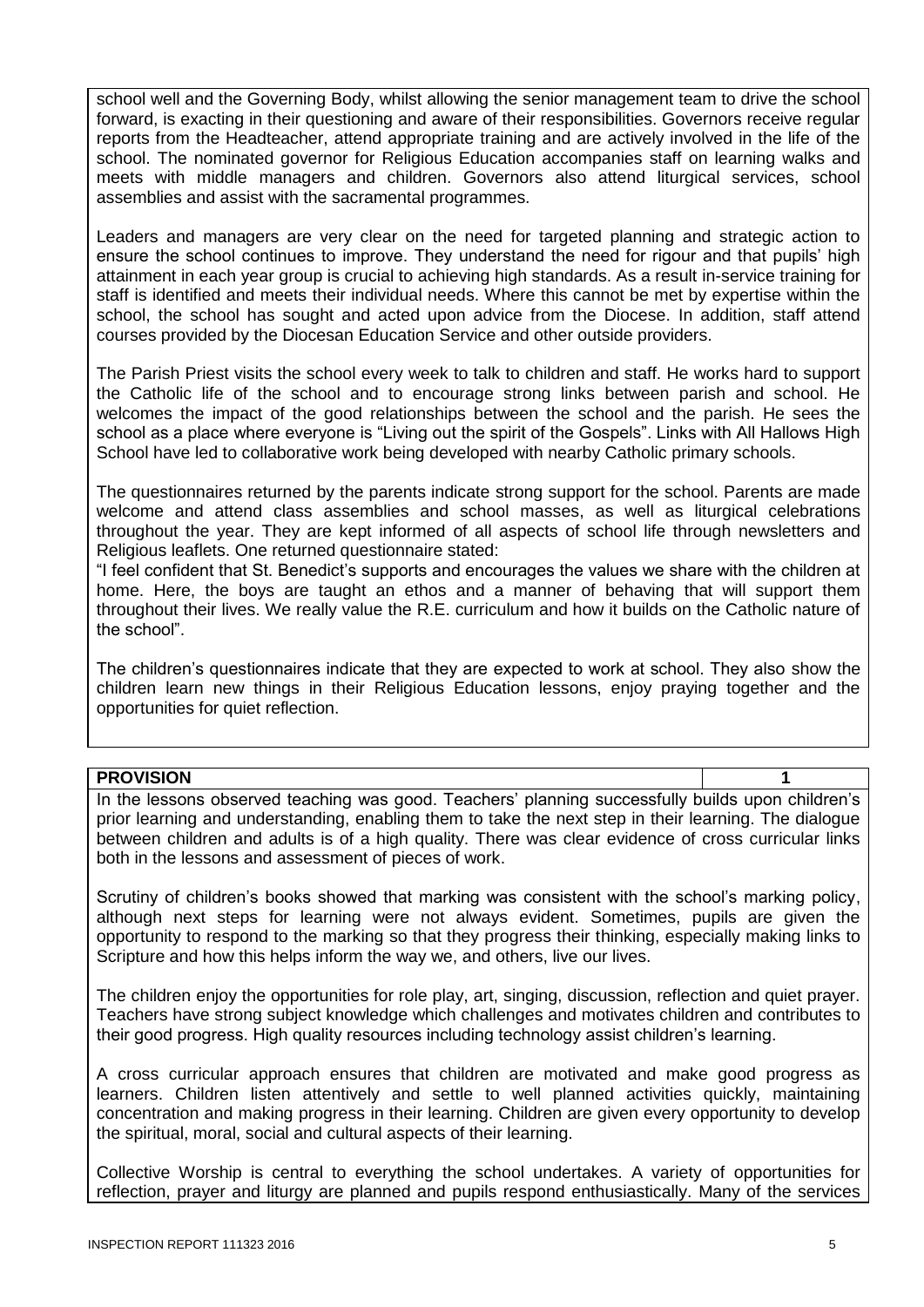school well and the Governing Body, whilst allowing the senior management team to drive the school forward, is exacting in their questioning and aware of their responsibilities. Governors receive regular reports from the Headteacher, attend appropriate training and are actively involved in the life of the school. The nominated governor for Religious Education accompanies staff on learning walks and meets with middle managers and children. Governors also attend liturgical services, school assemblies and assist with the sacramental programmes.

Leaders and managers are very clear on the need for targeted planning and strategic action to ensure the school continues to improve. They understand the need for rigour and that pupils' high attainment in each year group is crucial to achieving high standards. As a result in-service training for staff is identified and meets their individual needs. Where this cannot be met by expertise within the school, the school has sought and acted upon advice from the Diocese. In addition, staff attend courses provided by the Diocesan Education Service and other outside providers.

The Parish Priest visits the school every week to talk to children and staff. He works hard to support the Catholic life of the school and to encourage strong links between parish and school. He welcomes the impact of the good relationships between the school and the parish. He sees the school as a place where everyone is "Living out the spirit of the Gospels". Links with All Hallows High School have led to collaborative work being developed with nearby Catholic primary schools.

The questionnaires returned by the parents indicate strong support for the school. Parents are made welcome and attend class assemblies and school masses, as well as liturgical celebrations throughout the year. They are kept informed of all aspects of school life through newsletters and Religious leaflets. One returned questionnaire stated:
"I feel confident that St. Benedict's supports and encourages the values we share with the children at home. Here, the boys are taught an ethos and a manner of behaving that will support them throughout their lives. We really value the R.E. curriculum and how it builds on the Catholic nature of the school".

The children's questionnaires indicate that they are expected to work at school. They also show the children learn new things in their Religious Education lessons, enjoy praying together and the opportunities for quiet reflection.

| **PROVISION** | **1** |
| --- | --- |

In the lessons observed teaching was good. Teachers' planning successfully builds upon children's prior learning and understanding, enabling them to take the next step in their learning. The dialogue between children and adults is of a high quality. There was clear evidence of cross curricular links both in the lessons and assessment of pieces of work.

Scrutiny of children's books showed that marking was consistent with the school's marking policy, although next steps for learning were not always evident. Sometimes, pupils are given the opportunity to respond to the marking so that they progress their thinking, especially making links to Scripture and how this helps inform the way we, and others, live our lives.

The children enjoy the opportunities for role play, art, singing, discussion, reflection and quiet prayer. Teachers have strong subject knowledge which challenges and motivates children and contributes to their good progress. High quality resources including technology assist children's learning.

A cross curricular approach ensures that children are motivated and make good progress as learners. Children listen attentively and settle to well planned activities quickly, maintaining concentration and making progress in their learning. Children are given every opportunity to develop the spiritual, moral, social and cultural aspects of their learning.

Collective Worship is central to everything the school undertakes. A variety of opportunities for reflection, prayer and liturgy are planned and pupils respond enthusiastically. Many of the services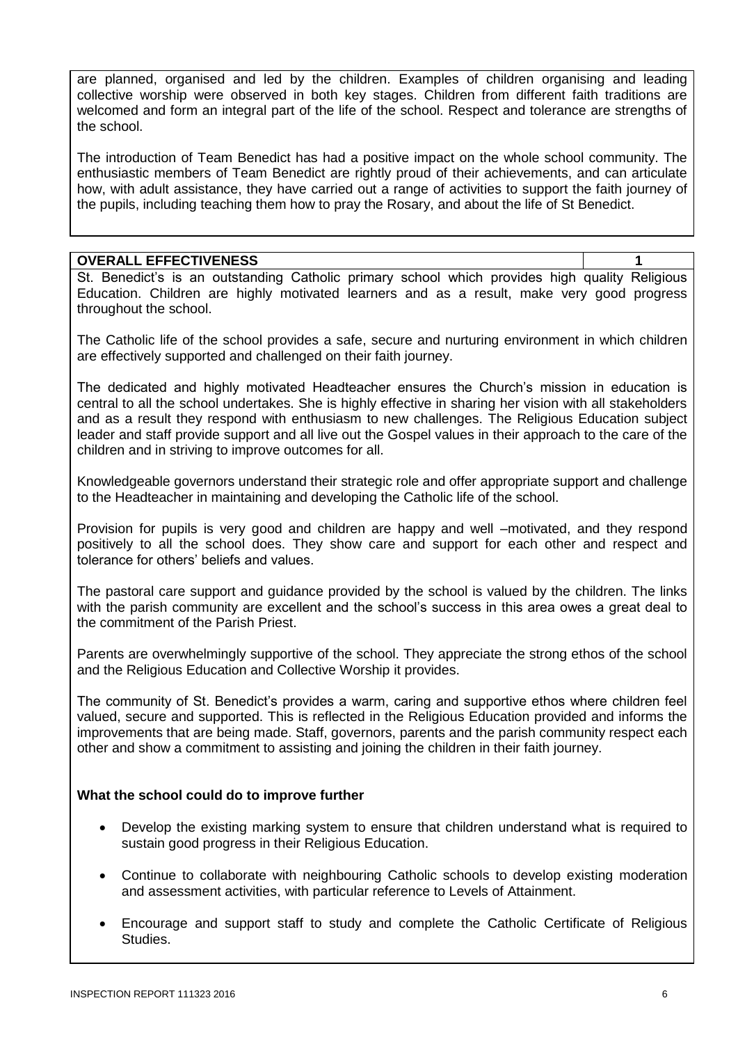are planned, organised and led by the children. Examples of children organising and leading collective worship were observed in both key stages. Children from different faith traditions are welcomed and form an integral part of the life of the school. Respect and tolerance are strengths of the school.

The introduction of Team Benedict has had a positive impact on the whole school community. The enthusiastic members of Team Benedict are rightly proud of their achievements, and can articulate how, with adult assistance, they have carried out a range of activities to support the faith journey of the pupils, including teaching them how to pray the Rosary, and about the life of St Benedict.

| **OVERALL EFFECTIVENESS** | **1** |
| --- | --- |

St. Benedict's is an outstanding Catholic primary school which provides high quality Religious Education. Children are highly motivated learners and as a result, make very good progress throughout the school.

The Catholic life of the school provides a safe, secure and nurturing environment in which children are effectively supported and challenged on their faith journey.

The dedicated and highly motivated Headteacher ensures the Church's mission in education is central to all the school undertakes. She is highly effective in sharing her vision with all stakeholders and as a result they respond with enthusiasm to new challenges. The Religious Education subject leader and staff provide support and all live out the Gospel values in their approach to the care of the children and in striving to improve outcomes for all.

Knowledgeable governors understand their strategic role and offer appropriate support and challenge to the Headteacher in maintaining and developing the Catholic life of the school.

Provision for pupils is very good and children are happy and well –motivated, and they respond positively to all the school does. They show care and support for each other and respect and tolerance for others' beliefs and values.

The pastoral care support and guidance provided by the school is valued by the children. The links with the parish community are excellent and the school's success in this area owes a great deal to the commitment of the Parish Priest.

Parents are overwhelmingly supportive of the school. They appreciate the strong ethos of the school and the Religious Education and Collective Worship it provides.

The community of St. Benedict's provides a warm, caring and supportive ethos where children feel valued, secure and supported. This is reflected in the Religious Education provided and informs the improvements that are being made. Staff, governors, parents and the parish community respect each other and show a commitment to assisting and joining the children in their faith journey.

**What the school could do to improve further**

- Develop the existing marking system to ensure that children understand what is required to sustain good progress in their Religious Education.
- Continue to collaborate with neighbouring Catholic schools to develop existing moderation and assessment activities, with particular reference to Levels of Attainment.
- Encourage and support staff to study and complete the Catholic Certificate of Religious Studies.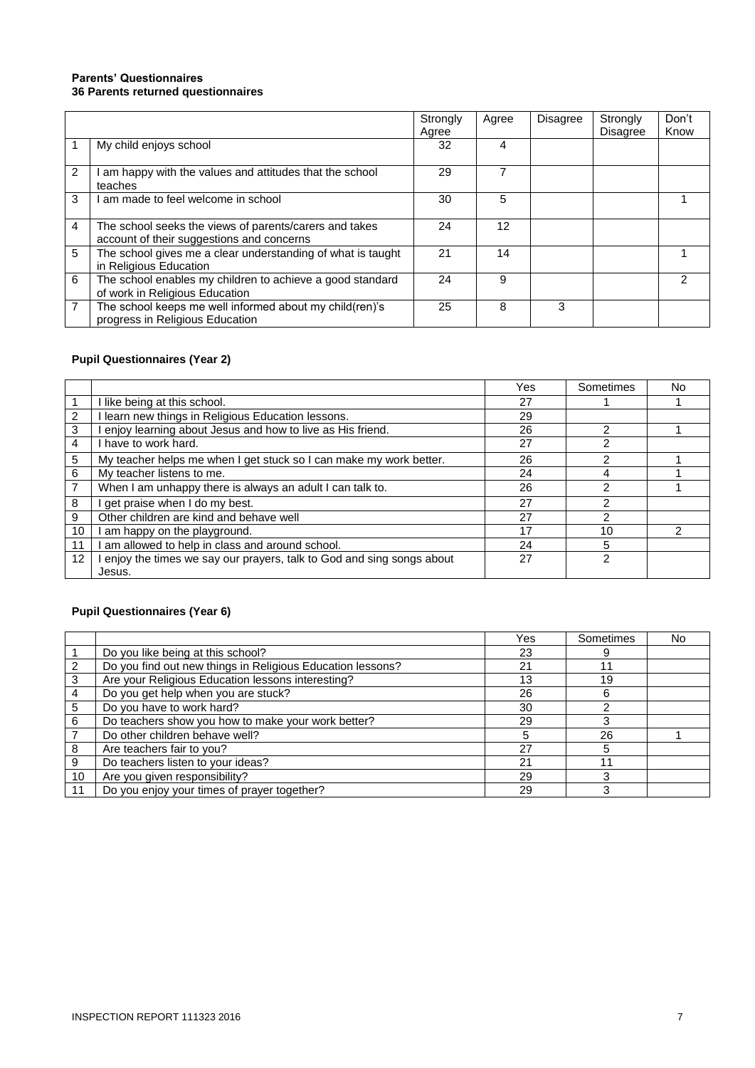**Parents' Questionnaires**
**36 Parents returned questionnaires**

| | | Strongly Agree | Agree | Disagree | Strongly Disagree | Don't Know |
|---|---|---|---|---|---|---|
| 1 | My child enjoys school | 32 | 4 | | | |
| 2 | I am happy with the values and attitudes that the school teaches | 29 | 7 | | | |
| 3 | I am made to feel welcome in school | 30 | 5 | | | 1 |
| 4 | The school seeks the views of parents/carers and takes account of their suggestions and concerns | 24 | 12 | | | |
| 5 | The school gives me a clear understanding of what is taught in Religious Education | 21 | 14 | | | 1 |
| 6 | The school enables my children to achieve a good standard of work in Religious Education | 24 | 9 | | | 2 |
| 7 | The school keeps me well informed about my child(ren)'s progress in Religious Education | 25 | 8 | 3 | | |

**Pupil Questionnaires (Year 2)**

| | | Yes | Sometimes | No |
|---|---|---|---|---|
| 1 | I like being at this school. | 27 | 1 | 1 |
| 2 | I learn new things in Religious Education lessons. | 29 | | |
| 3 | I enjoy learning about Jesus and how to live as His friend. | 26 | 2 | 1 |
| 4 | I have to work hard. | 27 | 2 | |
| 5 | My teacher helps me when I get stuck so I can make my work better. | 26 | 2 | 1 |
| 6 | My teacher listens to me. | 24 | 4 | 1 |
| 7 | When I am unhappy there is always an adult I can talk to. | 26 | 2 | 1 |
| 8 | I get praise when I do my best. | 27 | 2 | |
| 9 | Other children are kind and behave well | 27 | 2 | |
| 10 | I am happy on the playground. | 17 | 10 | 2 |
| 11 | I am allowed to help in class and around school. | 24 | 5 | |
| 12 | I enjoy the times we say our prayers, talk to God and sing songs about Jesus. | 27 | 2 | |

**Pupil Questionnaires (Year 6)**

| | | Yes | Sometimes | No |
|---|---|---|---|---|
| 1 | Do you like being at this school? | 23 | 9 | |
| 2 | Do you find out new things in Religious Education lessons? | 21 | 11 | |
| 3 | Are your Religious Education lessons interesting? | 13 | 19 | |
| 4 | Do you get help when you are stuck? | 26 | 6 | |
| 5 | Do you have to work hard? | 30 | 2 | |
| 6 | Do teachers show you how to make your work better? | 29 | 3 | |
| 7 | Do other children behave well? | 5 | 26 | 1 |
| 8 | Are teachers fair to you? | 27 | 5 | |
| 9 | Do teachers listen to your ideas? | 21 | 11 | |
| 10 | Are you given responsibility? | 29 | 3 | |
| 11 | Do you enjoy your times of prayer together? | 29 | 3 | |